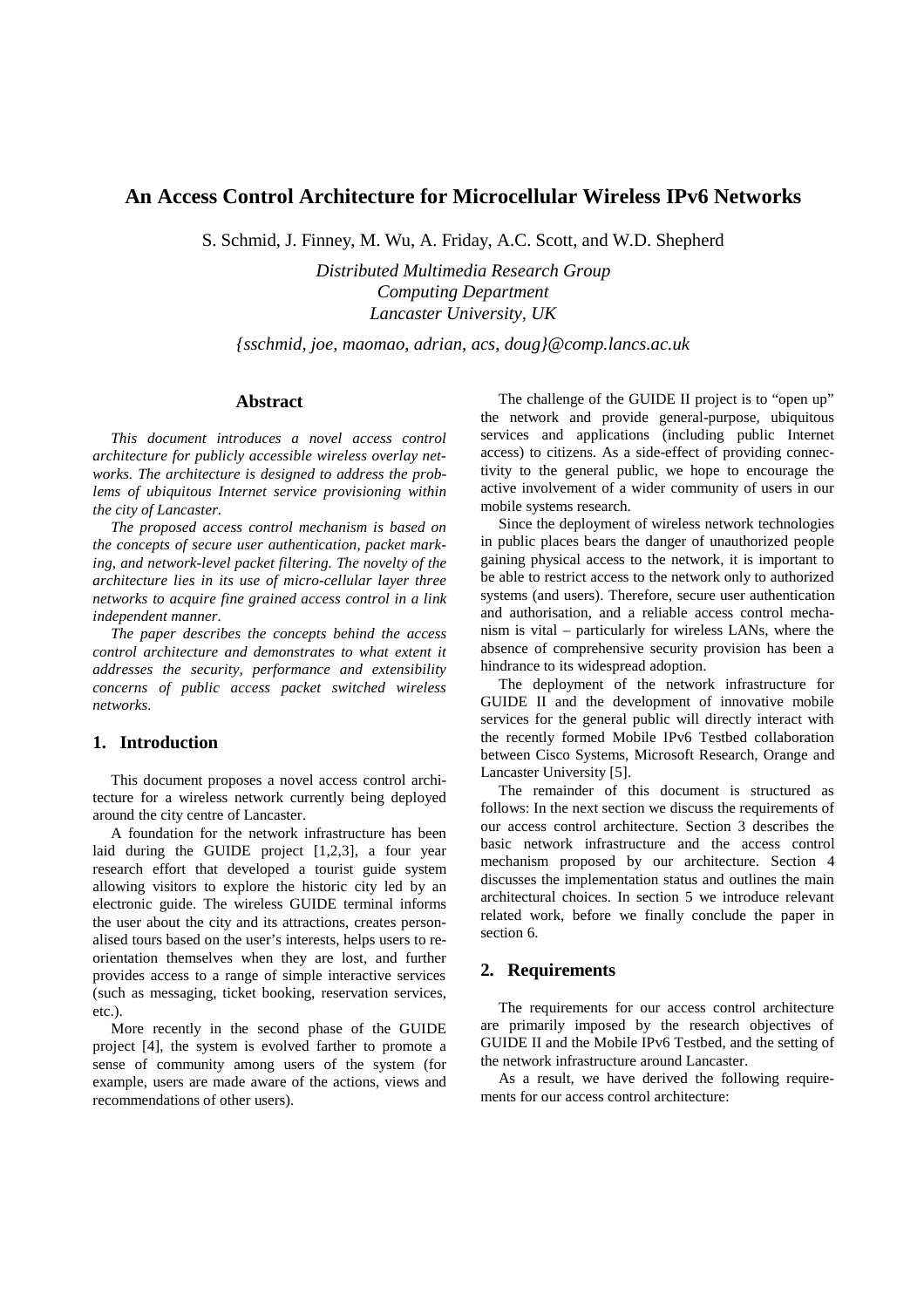# An Access Control Architecture for Microcellular Wireless IPv6 Networks

S. Schmid, J. Finney, M. Wu, A. Friday, A.C. Scott, and W.D. Shepherd

*Distributed Multimedia Research Group*
*Computing Department*
*Lancaster University, UK*

*{sschmid, joe, maomao, adrian, acs, doug}@comp.lancs.ac.uk*

## Abstract

*This document introduces a novel access control architecture for publicly accessible wireless overlay networks. The architecture is designed to address the problems of ubiquitous Internet service provisioning within the city of Lancaster.*

*The proposed access control mechanism is based on the concepts of secure user authentication, packet marking, and network-level packet filtering. The novelty of the architecture lies in its use of micro-cellular layer three networks to acquire fine grained access control in a link independent manner.*

*The paper describes the concepts behind the access control architecture and demonstrates to what extent it addresses the security, performance and extensibility concerns of public access packet switched wireless networks.*

## 1. Introduction

This document proposes a novel access control architecture for a wireless network currently being deployed around the city centre of Lancaster.

A foundation for the network infrastructure has been laid during the GUIDE project [1,2,3], a four year research effort that developed a tourist guide system allowing visitors to explore the historic city led by an electronic guide. The wireless GUIDE terminal informs the user about the city and its attractions, creates personalised tours based on the user's interests, helps users to re-orientation themselves when they are lost, and further provides access to a range of simple interactive services (such as messaging, ticket booking, reservation services, etc.).

More recently in the second phase of the GUIDE project [4], the system is evolved farther to promote a sense of community among users of the system (for example, users are made aware of the actions, views and recommendations of other users).

The challenge of the GUIDE II project is to "open up" the network and provide general-purpose, ubiquitous services and applications (including public Internet access) to citizens. As a side-effect of providing connectivity to the general public, we hope to encourage the active involvement of a wider community of users in our mobile systems research.

Since the deployment of wireless network technologies in public places bears the danger of unauthorized people gaining physical access to the network, it is important to be able to restrict access to the network only to authorized systems (and users). Therefore, secure user authentication and authorisation, and a reliable access control mechanism is vital – particularly for wireless LANs, where the absence of comprehensive security provision has been a hindrance to its widespread adoption.

The deployment of the network infrastructure for GUIDE II and the development of innovative mobile services for the general public will directly interact with the recently formed Mobile IPv6 Testbed collaboration between Cisco Systems, Microsoft Research, Orange and Lancaster University [5].

The remainder of this document is structured as follows: In the next section we discuss the requirements of our access control architecture. Section 3 describes the basic network infrastructure and the access control mechanism proposed by our architecture. Section 4 discusses the implementation status and outlines the main architectural choices. In section 5 we introduce relevant related work, before we finally conclude the paper in section 6.

## 2. Requirements

The requirements for our access control architecture are primarily imposed by the research objectives of GUIDE II and the Mobile IPv6 Testbed, and the setting of the network infrastructure around Lancaster.

As a result, we have derived the following requirements for our access control architecture: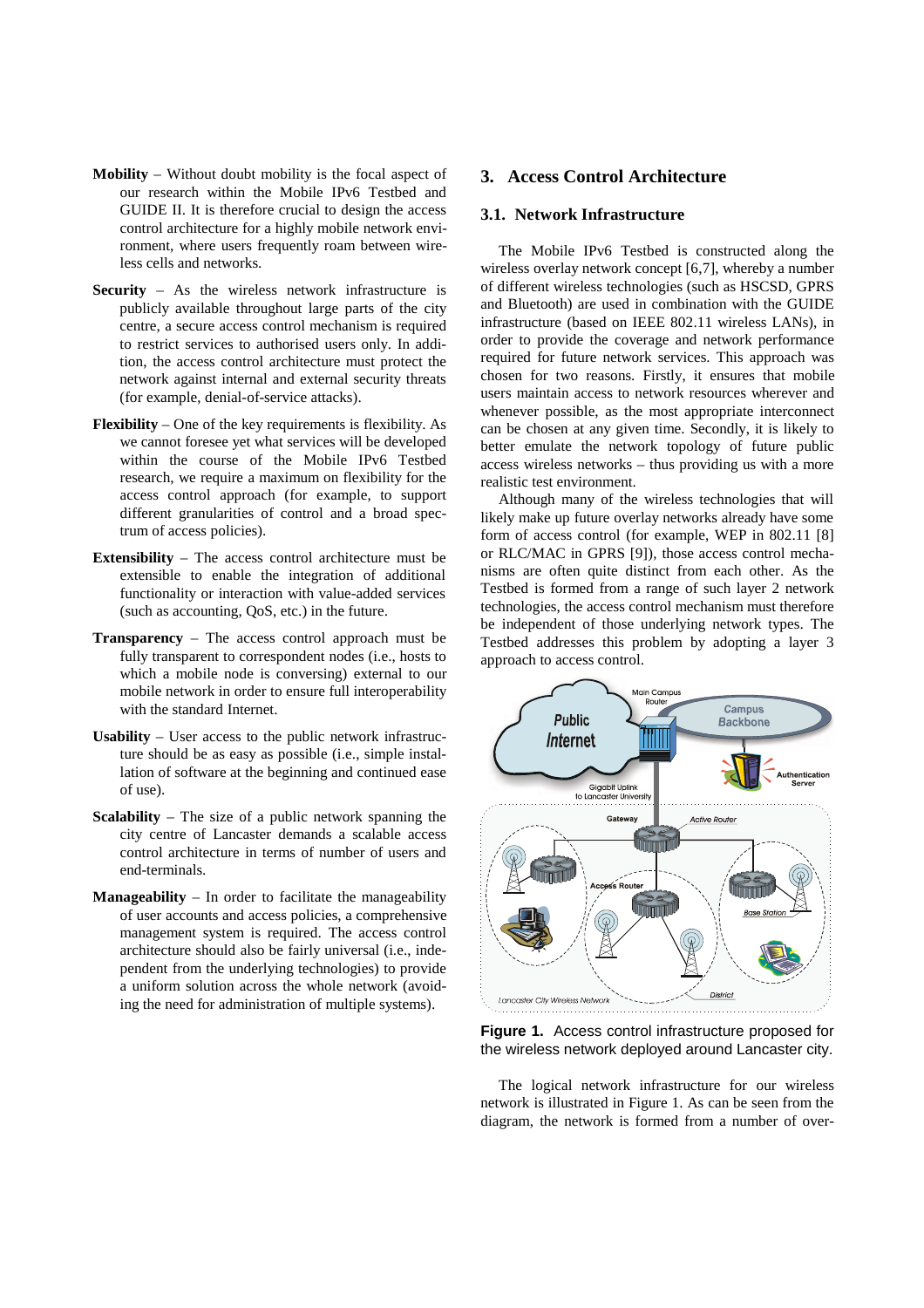**Mobility** – Without doubt mobility is the focal aspect of our research within the Mobile IPv6 Testbed and GUIDE II. It is therefore crucial to design the access control architecture for a highly mobile network environment, where users frequently roam between wireless cells and networks.

**Security** – As the wireless network infrastructure is publicly available throughout large parts of the city centre, a secure access control mechanism is required to restrict services to authorised users only. In addition, the access control architecture must protect the network against internal and external security threats (for example, denial-of-service attacks).

**Flexibility** – One of the key requirements is flexibility. As we cannot foresee yet what services will be developed within the course of the Mobile IPv6 Testbed research, we require a maximum on flexibility for the access control approach (for example, to support different granularities of control and a broad spectrum of access policies).

**Extensibility** – The access control architecture must be extensible to enable the integration of additional functionality or interaction with value-added services (such as accounting, QoS, etc.) in the future.

**Transparency** – The access control approach must be fully transparent to correspondent nodes (i.e., hosts to which a mobile node is conversing) external to our mobile network in order to ensure full interoperability with the standard Internet.

**Usability** – User access to the public network infrastructure should be as easy as possible (i.e., simple installation of software at the beginning and continued ease of use).

**Scalability** – The size of a public network spanning the city centre of Lancaster demands a scalable access control architecture in terms of number of users and end-terminals.

**Manageability** – In order to facilitate the manageability of user accounts and access policies, a comprehensive management system is required. The access control architecture should also be fairly universal (i.e., independent from the underlying technologies) to provide a uniform solution across the whole network (avoiding the need for administration of multiple systems).

## 3. Access Control Architecture

### 3.1. Network Infrastructure

The Mobile IPv6 Testbed is constructed along the wireless overlay network concept [6,7], whereby a number of different wireless technologies (such as HSCSD, GPRS and Bluetooth) are used in combination with the GUIDE infrastructure (based on IEEE 802.11 wireless LANs), in order to provide the coverage and network performance required for future network services. This approach was chosen for two reasons. Firstly, it ensures that mobile users maintain access to network resources wherever and whenever possible, as the most appropriate interconnect can be chosen at any given time. Secondly, it is likely to better emulate the network topology of future public access wireless networks – thus providing us with a more realistic test environment.

Although many of the wireless technologies that will likely make up future overlay networks already have some form of access control (for example, WEP in 802.11 [8] or RLC/MAC in GPRS [9]), those access control mechanisms are often quite distinct from each other. As the Testbed is formed from a range of such layer 2 network technologies, the access control mechanism must therefore be independent of those underlying network types. The Testbed addresses this problem by adopting a layer 3 approach to access control.

**Figure 1.** Access control infrastructure proposed for the wireless network deployed around Lancaster city.

The logical network infrastructure for our wireless network is illustrated in Figure 1. As can be seen from the diagram, the network is formed from a number of over-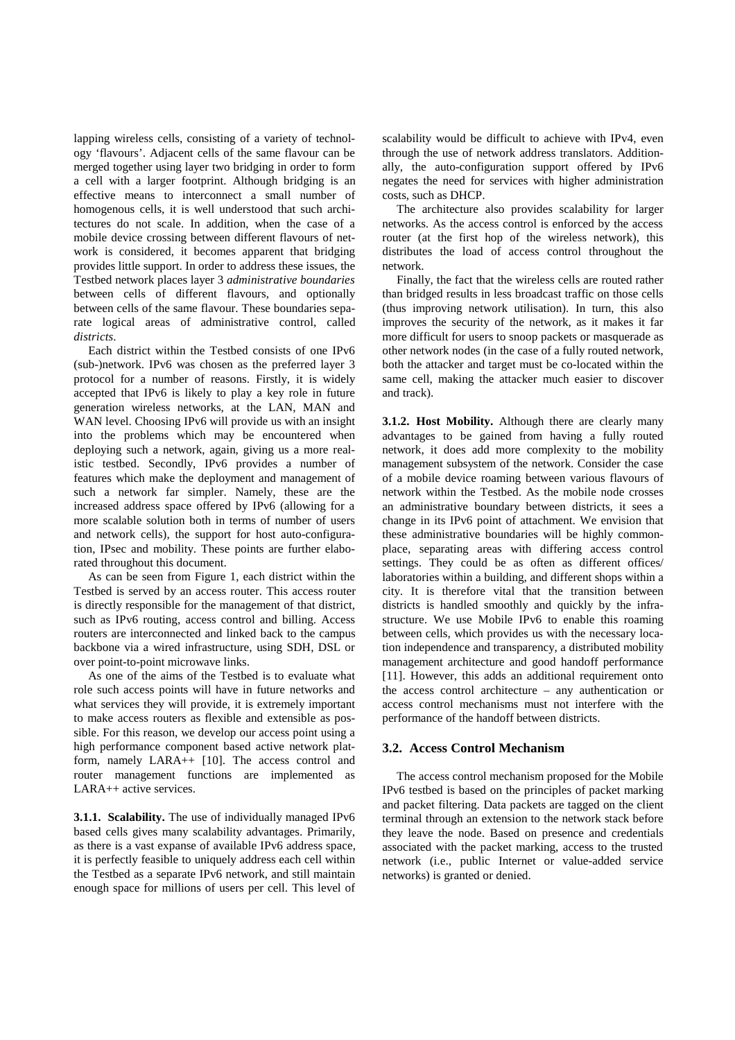lapping wireless cells, consisting of a variety of technology 'flavours'. Adjacent cells of the same flavour can be merged together using layer two bridging in order to form a cell with a larger footprint. Although bridging is an effective means to interconnect a small number of homogenous cells, it is well understood that such architectures do not scale. In addition, when the case of a mobile device crossing between different flavours of network is considered, it becomes apparent that bridging provides little support. In order to address these issues, the Testbed network places layer 3 *administrative boundaries* between cells of different flavours, and optionally between cells of the same flavour. These boundaries separate logical areas of administrative control, called *districts*.

Each district within the Testbed consists of one IPv6 (sub-)network. IPv6 was chosen as the preferred layer 3 protocol for a number of reasons. Firstly, it is widely accepted that IPv6 is likely to play a key role in future generation wireless networks, at the LAN, MAN and WAN level. Choosing IPv6 will provide us with an insight into the problems which may be encountered when deploying such a network, again, giving us a more realistic testbed. Secondly, IPv6 provides a number of features which make the deployment and management of such a network far simpler. Namely, these are the increased address space offered by IPv6 (allowing for a more scalable solution both in terms of number of users and network cells), the support for host auto-configuration, IPsec and mobility. These points are further elaborated throughout this document.

As can be seen from Figure 1, each district within the Testbed is served by an access router. This access router is directly responsible for the management of that district, such as IPv6 routing, access control and billing. Access routers are interconnected and linked back to the campus backbone via a wired infrastructure, using SDH, DSL or over point-to-point microwave links.

As one of the aims of the Testbed is to evaluate what role such access points will have in future networks and what services they will provide, it is extremely important to make access routers as flexible and extensible as possible. For this reason, we develop our access point using a high performance component based active network platform, namely LARA++ [10]. The access control and router management functions are implemented as LARA++ active services.

**3.1.1. Scalability.** The use of individually managed IPv6 based cells gives many scalability advantages. Primarily, as there is a vast expanse of available IPv6 address space, it is perfectly feasible to uniquely address each cell within the Testbed as a separate IPv6 network, and still maintain enough space for millions of users per cell. This level of scalability would be difficult to achieve with IPv4, even through the use of network address translators. Additionally, the auto-configuration support offered by IPv6 negates the need for services with higher administration costs, such as DHCP.

The architecture also provides scalability for larger networks. As the access control is enforced by the access router (at the first hop of the wireless network), this distributes the load of access control throughout the network.

Finally, the fact that the wireless cells are routed rather than bridged results in less broadcast traffic on those cells (thus improving network utilisation). In turn, this also improves the security of the network, as it makes it far more difficult for users to snoop packets or masquerade as other network nodes (in the case of a fully routed network, both the attacker and target must be co-located within the same cell, making the attacker much easier to discover and track).

**3.1.2. Host Mobility.** Although there are clearly many advantages to be gained from having a fully routed network, it does add more complexity to the mobility management subsystem of the network. Consider the case of a mobile device roaming between various flavours of network within the Testbed. As the mobile node crosses an administrative boundary between districts, it sees a change in its IPv6 point of attachment. We envision that these administrative boundaries will be highly commonplace, separating areas with differing access control settings. They could be as often as different offices/ laboratories within a building, and different shops within a city. It is therefore vital that the transition between districts is handled smoothly and quickly by the infrastructure. We use Mobile IPv6 to enable this roaming between cells, which provides us with the necessary location independence and transparency, a distributed mobility management architecture and good handoff performance [11]. However, this adds an additional requirement onto the access control architecture – any authentication or access control mechanisms must not interfere with the performance of the handoff between districts.

### 3.2. Access Control Mechanism

The access control mechanism proposed for the Mobile IPv6 testbed is based on the principles of packet marking and packet filtering. Data packets are tagged on the client terminal through an extension to the network stack before they leave the node. Based on presence and credentials associated with the packet marking, access to the trusted network (i.e., public Internet or value-added service networks) is granted or denied.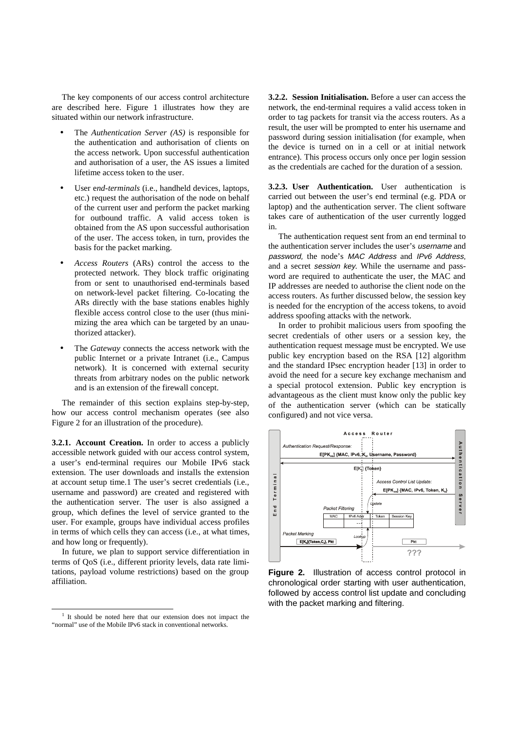The key components of our access control architecture are described here. Figure 1 illustrates how they are situated within our network infrastructure.

- The *Authentication Server (AS)* is responsible for the authentication and authorisation of clients on the access network. Upon successful authentication and authorisation of a user, the AS issues a limited lifetime access token to the user.
- User e*nd-terminals* (i.e., handheld devices, laptops, etc.) request the authorisation of the node on behalf of the current user and perform the packet marking for outbound traffic. A valid access token is obtained from the AS upon successful authorisation of the user. The access token, in turn, provides the basis for the packet marking.
- *Access Routers* (ARs) control the access to the protected network. They block traffic originating from or sent to unauthorised end-terminals based on network-level packet filtering. Co-locating the ARs directly with the base stations enables highly flexible access control close to the user (thus minimizing the area which can be targeted by an unauthorized attacker).
- The *Gateway* connects the access network with the public Internet or a private Intranet (i.e., Campus network). It is concerned with external security threats from arbitrary nodes on the public network and is an extension of the firewall concept.

The remainder of this section explains step-by-step, how our access control mechanism operates (see also Figure 2 for an illustration of the procedure).

**3.2.1. Account Creation.** In order to access a publicly accessible network guided with our access control system, a user's end-terminal requires our Mobile IPv6 stack extension. The user downloads and installs the extension at account setup time.1 The user's secret credentials (i.e., username and password) are created and registered with the authentication server. The user is also assigned a group, which defines the level of service granted to the user. For example, groups have individual access profiles in terms of which cells they can access (i.e., at what times, and how long or frequently).

In future, we plan to support service differentiation in terms of QoS (i.e., different priority levels, data rate limitations, payload volume restrictions) based on the group affiliation.

[1] It should be noted here that our extension does not impact the "normal" use of the Mobile IPv6 stack in conventional networks.

**3.2.2. Session Initialisation.** Before a user can access the network, the end-terminal requires a valid access token in order to tag packets for transit via the access routers. As a result, the user will be prompted to enter his username and password during session initialisation (for example, when the device is turned on in a cell or at initial network entrance). This process occurs only once per login session as the credentials are cached for the duration of a session.

**3.2.3. User Authentication.** User authentication is carried out between the user's end terminal (e.g. PDA or laptop) and the authentication server. The client software takes care of authentication of the user currently logged in.

The authentication request sent from an end terminal to the authentication server includes the user's *username* and *password,* the node's *MAC Address* and *IPv6 Address*, and a secret *session key*. While the username and password are required to authenticate the user, the MAC and IP addresses are needed to authorise the client node on the access routers. As further discussed below, the session key is needed for the encryption of the access tokens, to avoid address spoofing attacks with the network.

In order to prohibit malicious users from spoofing the secret credentials of other users or a session key, the authentication request message must be encrypted. We use public key encryption based on the RSA [12] algorithm and the standard IPsec encryption header [13] in order to avoid the need for a secure key exchange mechanism and a special protocol extension. Public key encryption is advantageous as the client must know only the public key of the authentication server (which can be statically configured) and not vice versa.

**Figure 2.** Illustration of access control protocol in chronological order starting with user authentication, followed by access control list update and concluding with the packet marking and filtering.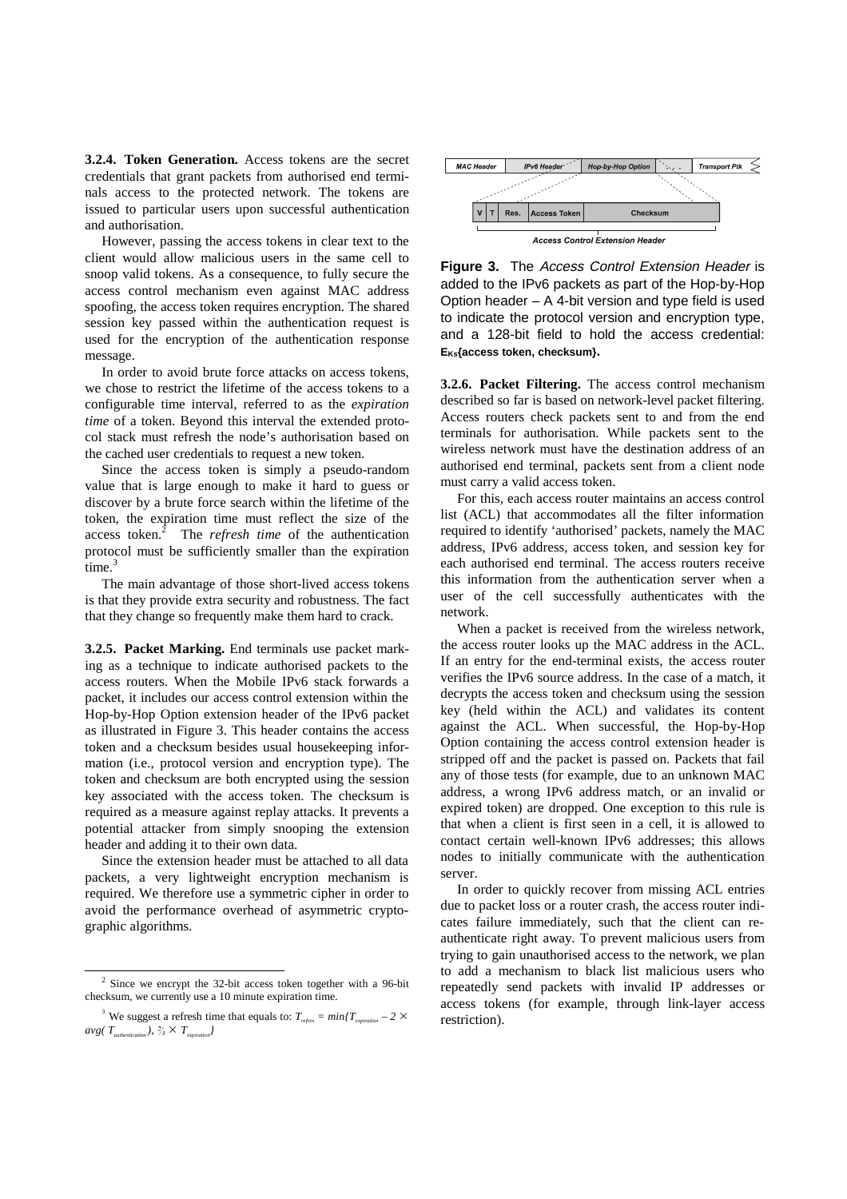**3.2.4. Token Generation.** Access tokens are the secret credentials that grant packets from authorised end terminals access to the protected network. The tokens are issued to particular users upon successful authentication and authorisation.

However, passing the access tokens in clear text to the client would allow malicious users in the same cell to snoop valid tokens. As a consequence, to fully secure the access control mechanism even against MAC address spoofing, the access token requires encryption. The shared session key passed within the authentication request is used for the encryption of the authentication response message.

In order to avoid brute force attacks on access tokens, we chose to restrict the lifetime of the access tokens to a configurable time interval, referred to as the *expiration time* of a token. Beyond this interval the extended protocol stack must refresh the node's authorisation based on the cached user credentials to request a new token.

Since the access token is simply a pseudo-random value that is large enough to make it hard to guess or discover by a brute force search within the lifetime of the token, the expiration time must reflect the size of the access token.[2] The *refresh time* of the authentication protocol must be sufficiently smaller than the expiration time.[3]

The main advantage of those short-lived access tokens is that they provide extra security and robustness. The fact that they change so frequently make them hard to crack.

**3.2.5. Packet Marking.** End terminals use packet marking as a technique to indicate authorised packets to the access routers. When the Mobile IPv6 stack forwards a packet, it includes our access control extension within the Hop-by-Hop Option extension header of the IPv6 packet as illustrated in Figure 3. This header contains the access token and a checksum besides usual housekeeping information (i.e., protocol version and encryption type). The token and checksum are both encrypted using the session key associated with the access token. The checksum is required as a measure against replay attacks. It prevents a potential attacker from simply snooping the extension header and adding it to their own data.

Since the extension header must be attached to all data packets, a very lightweight encryption mechanism is required. We therefore use a symmetric cipher in order to avoid the performance overhead of asymmetric cryptographic algorithms.

MAC Header | IPv6 Header | Hop-by-Hop Option | ... | Transport Ptk

V | T | Res. | Access Token | Checksum

Access Control Extension Header

**Figure 3.** The *Access Control Extension Header* is added to the IPv6 packets as part of the Hop-by-Hop Option header – A 4-bit version and type field is used to indicate the protocol version and encryption type, and a 128-bit field to hold the access credential: **$E_{Ks}$ {access token, checksum}.**

**3.2.6. Packet Filtering.** The access control mechanism described so far is based on network-level packet filtering. Access routers check packets sent to and from the end terminals for authorisation. While packets sent to the wireless network must have the destination address of an authorised end terminal, packets sent from a client node must carry a valid access token.

For this, each access router maintains an access control list (ACL) that accommodates all the filter information required to identify 'authorised' packets, namely the MAC address, IPv6 address, access token, and session key for each authorised end terminal. The access routers receive this information from the authentication server when a user of the cell successfully authenticates with the network.

When a packet is received from the wireless network, the access router looks up the MAC address in the ACL. If an entry for the end-terminal exists, the access router verifies the IPv6 source address. In the case of a match, it decrypts the access token and checksum using the session key (held within the ACL) and validates its content against the ACL. When successful, the Hop-by-Hop Option containing the access control extension header is stripped off and the packet is passed on. Packets that fail any of those tests (for example, due to an unknown MAC address, a wrong IPv6 address match, or an invalid or expired token) are dropped. One exception to this rule is that when a client is first seen in a cell, it is allowed to contact certain well-known IPv6 addresses; this allows nodes to initially communicate with the authentication server.

In order to quickly recover from missing ACL entries due to packet loss or a router crash, the access router indicates failure immediately, such that the client can re-authenticate right away. To prevent malicious users from trying to gain unauthorised access to the network, we plan to add a mechanism to black list malicious users who repeatedly send packets with invalid IP addresses or access tokens (for example, through link-layer access restriction).

---

[2] Since we encrypt the 32-bit access token together with a 96-bit checksum, we currently use a 10 minute expiration time.

[3] We suggest a refresh time that equals to: $T_{refres} = min\{T_{expiration} - 2 \times avg(T_{authentication}), \frac{2}{3} \times T_{expiration}\}$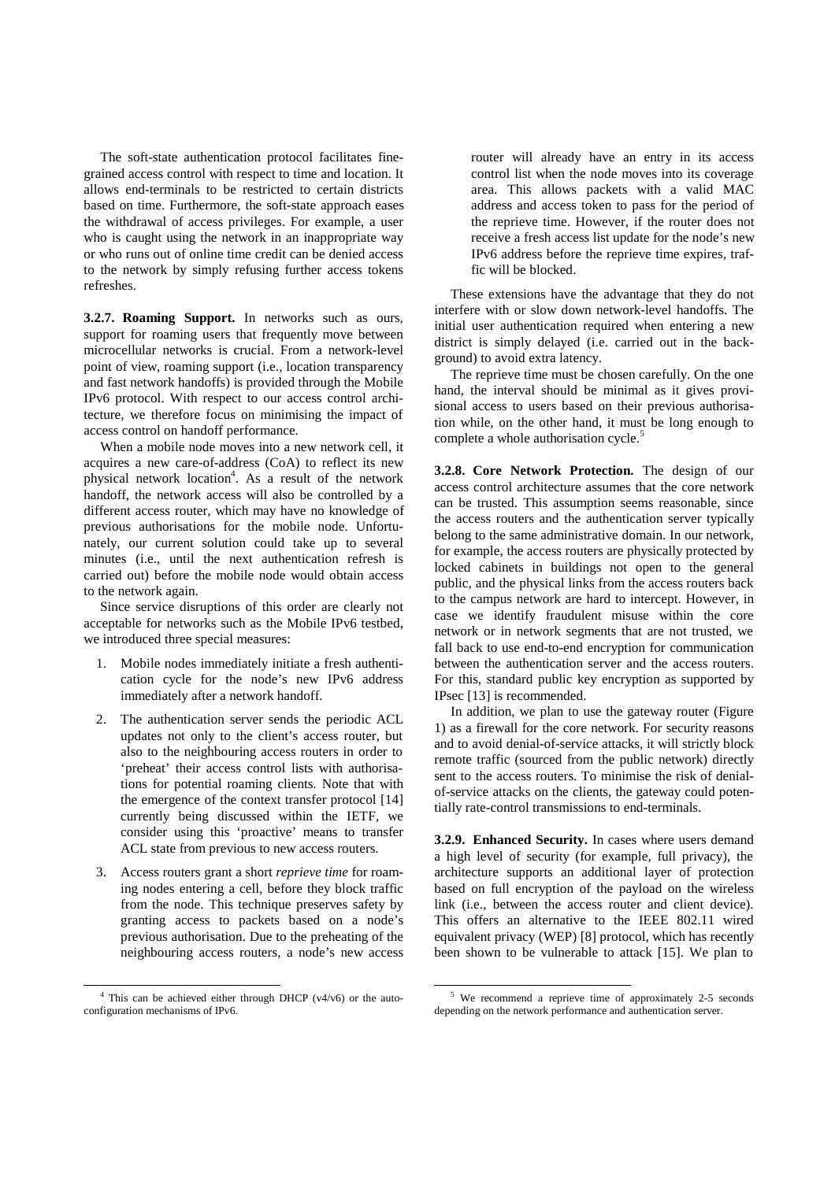The soft-state authentication protocol facilitates fine-grained access control with respect to time and location. It allows end-terminals to be restricted to certain districts based on time. Furthermore, the soft-state approach eases the withdrawal of access privileges. For example, a user who is caught using the network in an inappropriate way or who runs out of online time credit can be denied access to the network by simply refusing further access tokens refreshes.

**3.2.7. Roaming Support.** In networks such as ours, support for roaming users that frequently move between microcellular networks is crucial. From a network-level point of view, roaming support (i.e., location transparency and fast network handoffs) is provided through the Mobile IPv6 protocol. With respect to our access control architecture, we therefore focus on minimising the impact of access control on handoff performance.

When a mobile node moves into a new network cell, it acquires a new care-of-address (CoA) to reflect its new physical network location[4]. As a result of the network handoff, the network access will also be controlled by a different access router, which may have no knowledge of previous authorisations for the mobile node. Unfortunately, our current solution could take up to several minutes (i.e., until the next authentication refresh is carried out) before the mobile node would obtain access to the network again.

Since service disruptions of this order are clearly not acceptable for networks such as the Mobile IPv6 testbed, we introduced three special measures:

1. Mobile nodes immediately initiate a fresh authentication cycle for the node's new IPv6 address immediately after a network handoff.
2. The authentication server sends the periodic ACL updates not only to the client's access router, but also to the neighbouring access routers in order to 'preheat' their access control lists with authorisations for potential roaming clients. Note that with the emergence of the context transfer protocol [14] currently being discussed within the IETF, we consider using this 'proactive' means to transfer ACL state from previous to new access routers.
3. Access routers grant a short *reprieve time* for roaming nodes entering a cell, before they block traffic from the node. This technique preserves safety by granting access to packets based on a node's previous authorisation. Due to the preheating of the neighbouring access routers, a node's new access router will already have an entry in its access control list when the node moves into its coverage area. This allows packets with a valid MAC address and access token to pass for the period of the reprieve time. However, if the router does not receive a fresh access list update for the node's new IPv6 address before the reprieve time expires, traffic will be blocked.

These extensions have the advantage that they do not interfere with or slow down network-level handoffs. The initial user authentication required when entering a new district is simply delayed (i.e. carried out in the background) to avoid extra latency.

The reprieve time must be chosen carefully. On the one hand, the interval should be minimal as it gives provisional access to users based on their previous authorisation while, on the other hand, it must be long enough to complete a whole authorisation cycle.[5]

**3.2.8. Core Network Protection.** The design of our access control architecture assumes that the core network can be trusted. This assumption seems reasonable, since the access routers and the authentication server typically belong to the same administrative domain. In our network, for example, the access routers are physically protected by locked cabinets in buildings not open to the general public, and the physical links from the access routers back to the campus network are hard to intercept. However, in case we identify fraudulent misuse within the core network or in network segments that are not trusted, we fall back to use end-to-end encryption for communication between the authentication server and the access routers. For this, standard public key encryption as supported by IPsec [13] is recommended.

In addition, we plan to use the gateway router (Figure 1) as a firewall for the core network. For security reasons and to avoid denial-of-service attacks, it will strictly block remote traffic (sourced from the public network) directly sent to the access routers. To minimise the risk of denial-of-service attacks on the clients, the gateway could potentially rate-control transmissions to end-terminals.

**3.2.9. Enhanced Security.** In cases where users demand a high level of security (for example, full privacy), the architecture supports an additional layer of protection based on full encryption of the payload on the wireless link (i.e., between the access router and client device). This offers an alternative to the IEEE 802.11 wired equivalent privacy (WEP) [8] protocol, which has recently been shown to be vulnerable to attack [15]. We plan to

[4] This can be achieved either through DHCP (v4/v6) or the autoconfiguration mechanisms of IPv6.

[5] We recommend a reprieve time of approximately 2-5 seconds depending on the network performance and authentication server.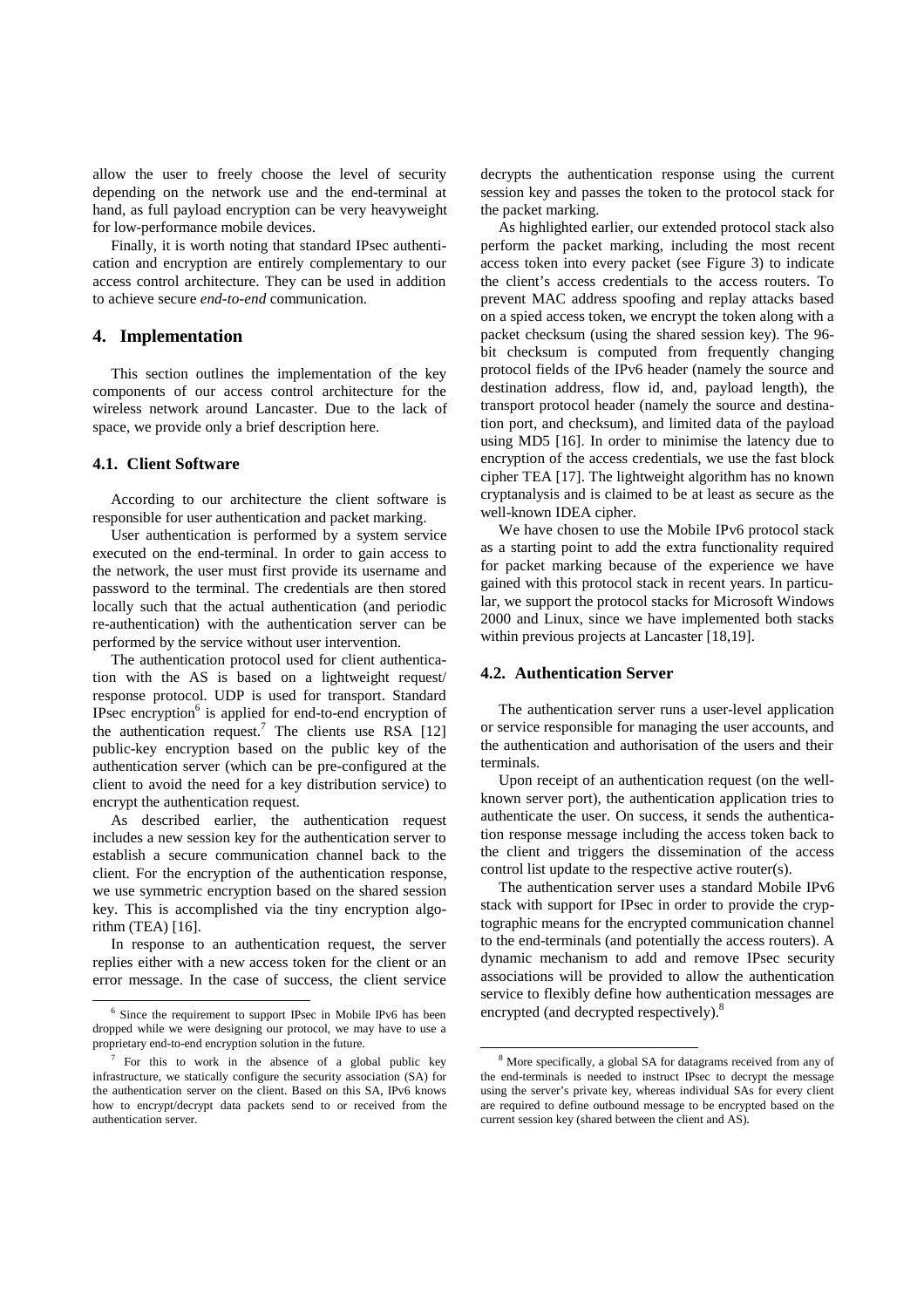allow the user to freely choose the level of security depending on the network use and the end-terminal at hand, as full payload encryption can be very heavyweight for low-performance mobile devices.

Finally, it is worth noting that standard IPsec authentication and encryption are entirely complementary to our access control architecture. They can be used in addition to achieve secure *end-to-end* communication.

## 4. Implementation

This section outlines the implementation of the key components of our access control architecture for the wireless network around Lancaster. Due to the lack of space, we provide only a brief description here.

### 4.1. Client Software

According to our architecture the client software is responsible for user authentication and packet marking.

User authentication is performed by a system service executed on the end-terminal. In order to gain access to the network, the user must first provide its username and password to the terminal. The credentials are then stored locally such that the actual authentication (and periodic re-authentication) with the authentication server can be performed by the service without user intervention.

The authentication protocol used for client authentication with the AS is based on a lightweight request/ response protocol. UDP is used for transport. Standard IPsec encryption[6] is applied for end-to-end encryption of the authentication request.[7] The clients use RSA [12] public-key encryption based on the public key of the authentication server (which can be pre-configured at the client to avoid the need for a key distribution service) to encrypt the authentication request.

As described earlier, the authentication request includes a new session key for the authentication server to establish a secure communication channel back to the client. For the encryption of the authentication response, we use symmetric encryption based on the shared session key. This is accomplished via the tiny encryption algorithm (TEA) [16].

In response to an authentication request, the server replies either with a new access token for the client or an error message. In the case of success, the client service decrypts the authentication response using the current session key and passes the token to the protocol stack for the packet marking.

As highlighted earlier, our extended protocol stack also perform the packet marking, including the most recent access token into every packet (see Figure 3) to indicate the client's access credentials to the access routers. To prevent MAC address spoofing and replay attacks based on a spied access token, we encrypt the token along with a packet checksum (using the shared session key). The 96-bit checksum is computed from frequently changing protocol fields of the IPv6 header (namely the source and destination address, flow id, and, payload length), the transport protocol header (namely the source and destination port, and checksum), and limited data of the payload using MD5 [16]. In order to minimise the latency due to encryption of the access credentials, we use the fast block cipher TEA [17]. The lightweight algorithm has no known cryptanalysis and is claimed to be at least as secure as the well-known IDEA cipher.

We have chosen to use the Mobile IPv6 protocol stack as a starting point to add the extra functionality required for packet marking because of the experience we have gained with this protocol stack in recent years. In particular, we support the protocol stacks for Microsoft Windows 2000 and Linux, since we have implemented both stacks within previous projects at Lancaster [18,19].

### 4.2. Authentication Server

The authentication server runs a user-level application or service responsible for managing the user accounts, and the authentication and authorisation of the users and their terminals.

Upon receipt of an authentication request (on the well-known server port), the authentication application tries to authenticate the user. On success, it sends the authentication response message including the access token back to the client and triggers the dissemination of the access control list update to the respective active router(s).

The authentication server uses a standard Mobile IPv6 stack with support for IPsec in order to provide the cryptographic means for the encrypted communication channel to the end-terminals (and potentially the access routers). A dynamic mechanism to add and remove IPsec security associations will be provided to allow the authentication service to flexibly define how authentication messages are encrypted (and decrypted respectively).[8]

---

[6] Since the requirement to support IPsec in Mobile IPv6 has been dropped while we were designing our protocol, we may have to use a proprietary end-to-end encryption solution in the future.

[7] For this to work in the absence of a global public key infrastructure, we statically configure the security association (SA) for the authentication server on the client. Based on this SA, IPv6 knows how to encrypt/decrypt data packets send to or received from the authentication server.

[8] More specifically, a global SA for datagrams received from any of the end-terminals is needed to instruct IPsec to decrypt the message using the server's private key, whereas individual SAs for every client are required to define outbound message to be encrypted based on the current session key (shared between the client and AS).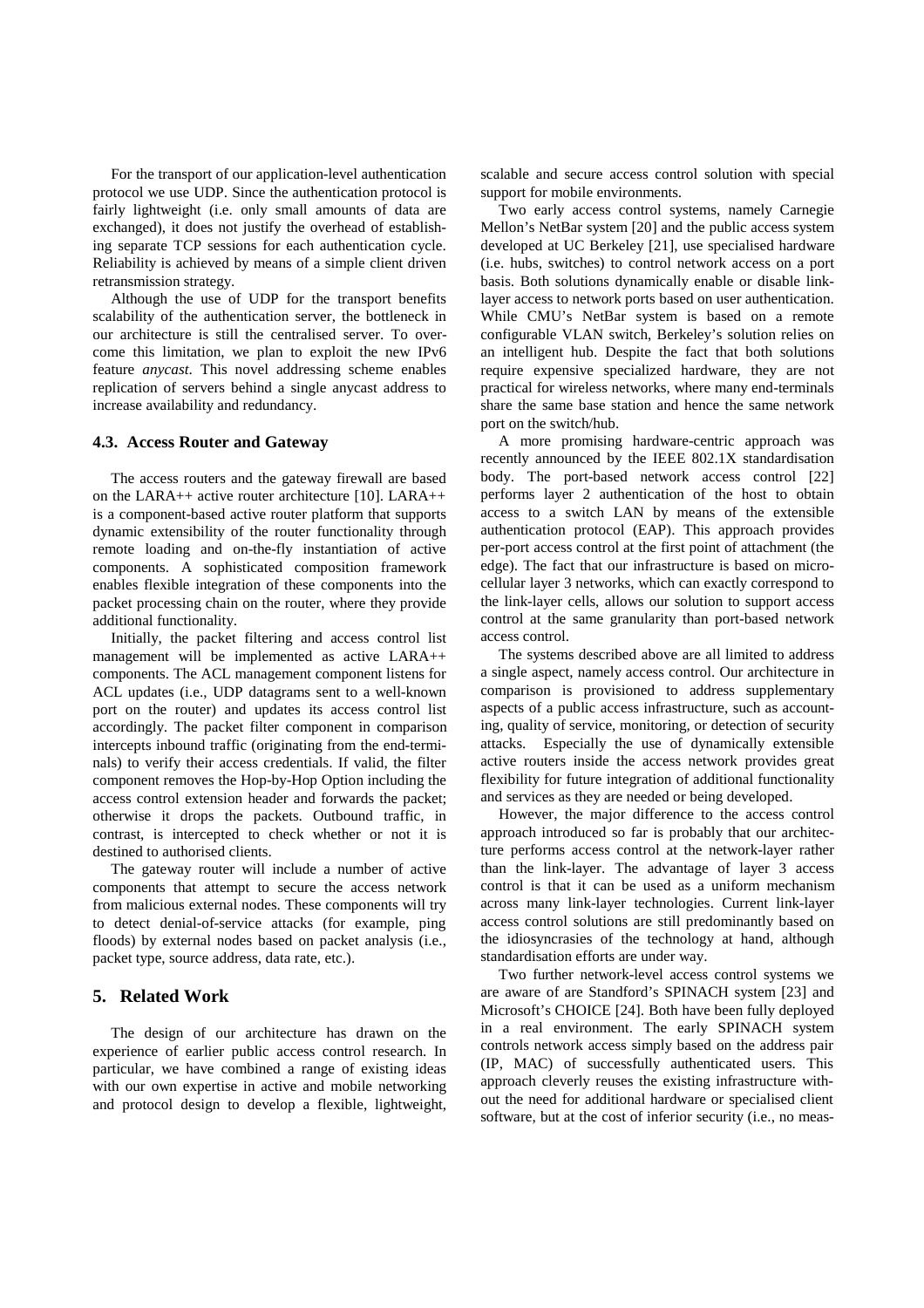For the transport of our application-level authentication protocol we use UDP. Since the authentication protocol is fairly lightweight (i.e. only small amounts of data are exchanged), it does not justify the overhead of establishing separate TCP sessions for each authentication cycle. Reliability is achieved by means of a simple client driven retransmission strategy.

Although the use of UDP for the transport benefits scalability of the authentication server, the bottleneck in our architecture is still the centralised server. To overcome this limitation, we plan to exploit the new IPv6 feature *anycast*. This novel addressing scheme enables replication of servers behind a single anycast address to increase availability and redundancy.

### 4.3. Access Router and Gateway

The access routers and the gateway firewall are based on the LARA++ active router architecture [10]. LARA++ is a component-based active router platform that supports dynamic extensibility of the router functionality through remote loading and on-the-fly instantiation of active components. A sophisticated composition framework enables flexible integration of these components into the packet processing chain on the router, where they provide additional functionality.

Initially, the packet filtering and access control list management will be implemented as active LARA++ components. The ACL management component listens for ACL updates (i.e., UDP datagrams sent to a well-known port on the router) and updates its access control list accordingly. The packet filter component in comparison intercepts inbound traffic (originating from the end-terminals) to verify their access credentials. If valid, the filter component removes the Hop-by-Hop Option including the access control extension header and forwards the packet; otherwise it drops the packets. Outbound traffic, in contrast, is intercepted to check whether or not it is destined to authorised clients.

The gateway router will include a number of active components that attempt to secure the access network from malicious external nodes. These components will try to detect denial-of-service attacks (for example, ping floods) by external nodes based on packet analysis (i.e., packet type, source address, data rate, etc.).

## 5. Related Work

The design of our architecture has drawn on the experience of earlier public access control research. In particular, we have combined a range of existing ideas with our own expertise in active and mobile networking and protocol design to develop a flexible, lightweight, scalable and secure access control solution with special support for mobile environments.

Two early access control systems, namely Carnegie Mellon's NetBar system [20] and the public access system developed at UC Berkeley [21], use specialised hardware (i.e. hubs, switches) to control network access on a port basis. Both solutions dynamically enable or disable link-layer access to network ports based on user authentication. While CMU's NetBar system is based on a remote configurable VLAN switch, Berkeley's solution relies on an intelligent hub. Despite the fact that both solutions require expensive specialized hardware, they are not practical for wireless networks, where many end-terminals share the same base station and hence the same network port on the switch/hub.

A more promising hardware-centric approach was recently announced by the IEEE 802.1X standardisation body. The port-based network access control [22] performs layer 2 authentication of the host to obtain access to a switch LAN by means of the extensible authentication protocol (EAP). This approach provides per-port access control at the first point of attachment (the edge). The fact that our infrastructure is based on micro-cellular layer 3 networks, which can exactly correspond to the link-layer cells, allows our solution to support access control at the same granularity than port-based network access control.

The systems described above are all limited to address a single aspect, namely access control. Our architecture in comparison is provisioned to address supplementary aspects of a public access infrastructure, such as accounting, quality of service, monitoring, or detection of security attacks. Especially the use of dynamically extensible active routers inside the access network provides great flexibility for future integration of additional functionality and services as they are needed or being developed.

However, the major difference to the access control approach introduced so far is probably that our architecture performs access control at the network-layer rather than the link-layer. The advantage of layer 3 access control is that it can be used as a uniform mechanism across many link-layer technologies. Current link-layer access control solutions are still predominantly based on the idiosyncrasies of the technology at hand, although standardisation efforts are under way.

Two further network-level access control systems we are aware of are Standford's SPINACH system [23] and Microsoft's CHOICE [24]. Both have been fully deployed in a real environment. The early SPINACH system controls network access simply based on the address pair (IP, MAC) of successfully authenticated users. This approach cleverly reuses the existing infrastructure without the need for additional hardware or specialised client software, but at the cost of inferior security (i.e., no meas-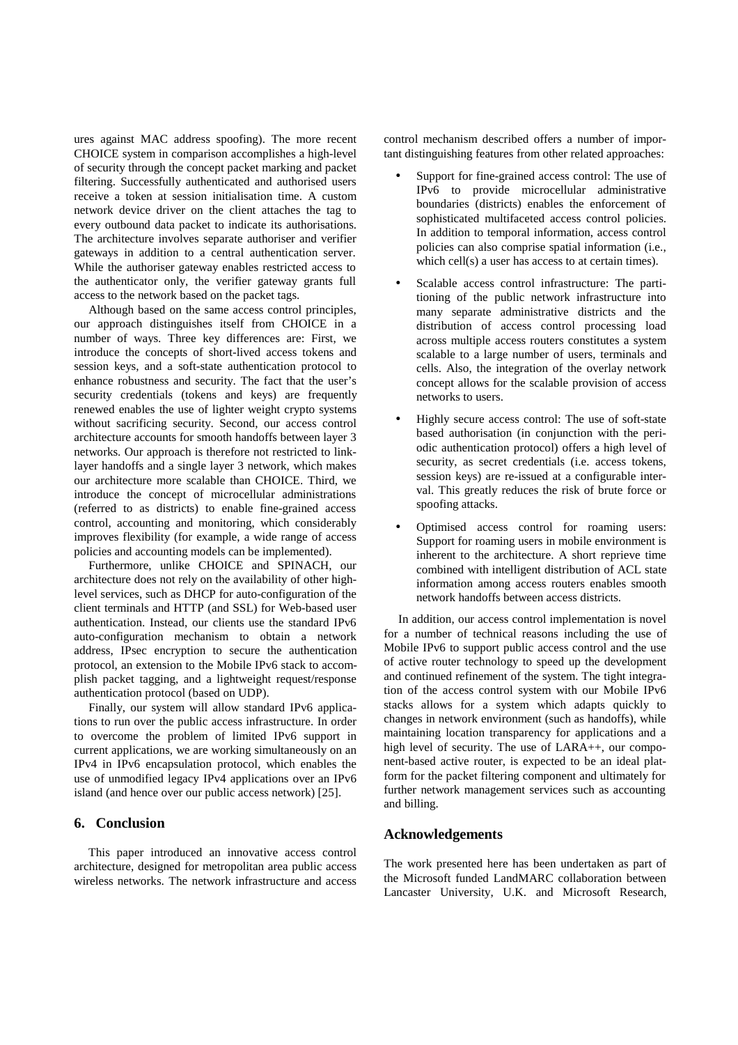ures against MAC address spoofing). The more recent CHOICE system in comparison accomplishes a high-level of security through the concept packet marking and packet filtering. Successfully authenticated and authorised users receive a token at session initialisation time. A custom network device driver on the client attaches the tag to every outbound data packet to indicate its authorisations. The architecture involves separate authoriser and verifier gateways in addition to a central authentication server. While the authoriser gateway enables restricted access to the authenticator only, the verifier gateway grants full access to the network based on the packet tags.

Although based on the same access control principles, our approach distinguishes itself from CHOICE in a number of ways. Three key differences are: First, we introduce the concepts of short-lived access tokens and session keys, and a soft-state authentication protocol to enhance robustness and security. The fact that the user's security credentials (tokens and keys) are frequently renewed enables the use of lighter weight crypto systems without sacrificing security. Second, our access control architecture accounts for smooth handoffs between layer 3 networks. Our approach is therefore not restricted to link-layer handoffs and a single layer 3 network, which makes our architecture more scalable than CHOICE. Third, we introduce the concept of microcellular administrations (referred to as districts) to enable fine-grained access control, accounting and monitoring, which considerably improves flexibility (for example, a wide range of access policies and accounting models can be implemented).

Furthermore, unlike CHOICE and SPINACH, our architecture does not rely on the availability of other high-level services, such as DHCP for auto-configuration of the client terminals and HTTP (and SSL) for Web-based user authentication. Instead, our clients use the standard IPv6 auto-configuration mechanism to obtain a network address, IPsec encryption to secure the authentication protocol, an extension to the Mobile IPv6 stack to accomplish packet tagging, and a lightweight request/response authentication protocol (based on UDP).

Finally, our system will allow standard IPv6 applications to run over the public access infrastructure. In order to overcome the problem of limited IPv6 support in current applications, we are working simultaneously on an IPv4 in IPv6 encapsulation protocol, which enables the use of unmodified legacy IPv4 applications over an IPv6 island (and hence over our public access network) [25].

## 6. Conclusion

This paper introduced an innovative access control architecture, designed for metropolitan area public access wireless networks. The network infrastructure and access control mechanism described offers a number of important distinguishing features from other related approaches:

- Support for fine-grained access control: The use of IPv6 to provide microcellular administrative boundaries (districts) enables the enforcement of sophisticated multifaceted access control policies. In addition to temporal information, access control policies can also comprise spatial information (i.e., which cell(s) a user has access to at certain times).
- Scalable access control infrastructure: The partitioning of the public network infrastructure into many separate administrative districts and the distribution of access control processing load across multiple access routers constitutes a system scalable to a large number of users, terminals and cells. Also, the integration of the overlay network concept allows for the scalable provision of access networks to users.
- Highly secure access control: The use of soft-state based authorisation (in conjunction with the periodic authentication protocol) offers a high level of security, as secret credentials (i.e. access tokens, session keys) are re-issued at a configurable interval. This greatly reduces the risk of brute force or spoofing attacks.
- Optimised access control for roaming users: Support for roaming users in mobile environment is inherent to the architecture. A short reprieve time combined with intelligent distribution of ACL state information among access routers enables smooth network handoffs between access districts.

In addition, our access control implementation is novel for a number of technical reasons including the use of Mobile IPv6 to support public access control and the use of active router technology to speed up the development and continued refinement of the system. The tight integration of the access control system with our Mobile IPv6 stacks allows for a system which adapts quickly to changes in network environment (such as handoffs), while maintaining location transparency for applications and a high level of security. The use of LARA++, our component-based active router, is expected to be an ideal platform for the packet filtering component and ultimately for further network management services such as accounting and billing.

## Acknowledgements

The work presented here has been undertaken as part of the Microsoft funded LandMARC collaboration between Lancaster University, U.K. and Microsoft Research,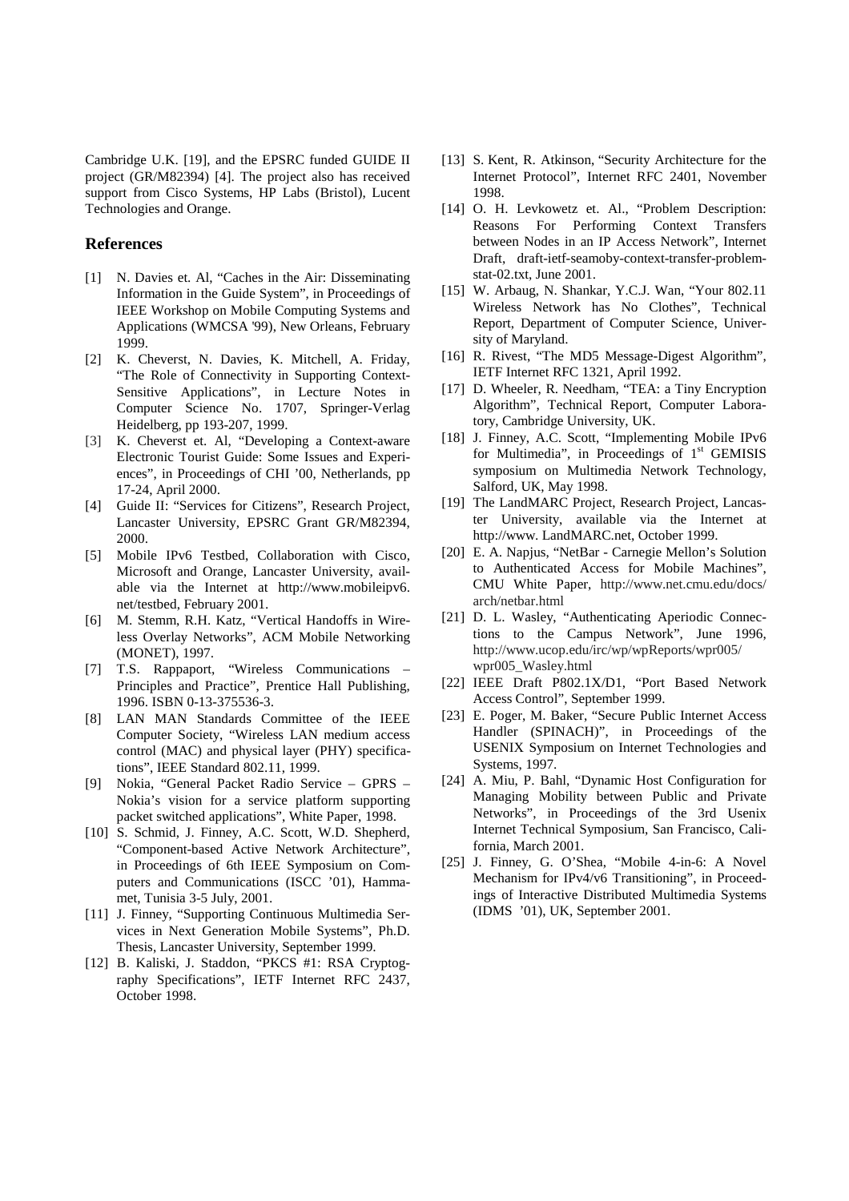Cambridge U.K. [19], and the EPSRC funded GUIDE II project (GR/M82394) [4]. The project also has received support from Cisco Systems, HP Labs (Bristol), Lucent Technologies and Orange.

## References

[1] N. Davies et. Al, "Caches in the Air: Disseminating Information in the Guide System", in Proceedings of IEEE Workshop on Mobile Computing Systems and Applications (WMCSA '99), New Orleans, February 1999.

[2] K. Cheverst, N. Davies, K. Mitchell, A. Friday, "The Role of Connectivity in Supporting Context-Sensitive Applications", in Lecture Notes in Computer Science No. 1707, Springer-Verlag Heidelberg, pp 193-207, 1999.

[3] K. Cheverst et. Al, "Developing a Context-aware Electronic Tourist Guide: Some Issues and Experiences", in Proceedings of CHI '00, Netherlands, pp 17-24, April 2000.

[4] Guide II: "Services for Citizens", Research Project, Lancaster University, EPSRC Grant GR/M82394, 2000.

[5] Mobile IPv6 Testbed, Collaboration with Cisco, Microsoft and Orange, Lancaster University, available via the Internet at http://www.mobileipv6.net/testbed, February 2001.

[6] M. Stemm, R.H. Katz, "Vertical Handoffs in Wireless Overlay Networks", ACM Mobile Networking (MONET), 1997.

[7] T.S. Rappaport, "Wireless Communications – Principles and Practice", Prentice Hall Publishing, 1996. ISBN 0-13-375536-3.

[8] LAN MAN Standards Committee of the IEEE Computer Society, "Wireless LAN medium access control (MAC) and physical layer (PHY) specifications", IEEE Standard 802.11, 1999.

[9] Nokia, "General Packet Radio Service – GPRS – Nokia's vision for a service platform supporting packet switched applications", White Paper, 1998.

[10] S. Schmid, J. Finney, A.C. Scott, W.D. Shepherd, "Component-based Active Network Architecture", in Proceedings of 6th IEEE Symposium on Computers and Communications (ISCC '01), Hammamet, Tunisia 3-5 July, 2001.

[11] J. Finney, "Supporting Continuous Multimedia Services in Next Generation Mobile Systems", Ph.D. Thesis, Lancaster University, September 1999.

[12] B. Kaliski, J. Staddon, "PKCS #1: RSA Cryptography Specifications", IETF Internet RFC 2437, October 1998.

[13] S. Kent, R. Atkinson, "Security Architecture for the Internet Protocol", Internet RFC 2401, November 1998.

[14] O. H. Levkowetz et. Al., "Problem Description: Reasons For Performing Context Transfers between Nodes in an IP Access Network", Internet Draft, draft-ietf-seamoby-context-transfer-problem-stat-02.txt, June 2001.

[15] W. Arbaug, N. Shankar, Y.C.J. Wan, "Your 802.11 Wireless Network has No Clothes", Technical Report, Department of Computer Science, University of Maryland.

[16] R. Rivest, "The MD5 Message-Digest Algorithm", IETF Internet RFC 1321, April 1992.

[17] D. Wheeler, R. Needham, "TEA: a Tiny Encryption Algorithm", Technical Report, Computer Laboratory, Cambridge University, UK.

[18] J. Finney, A.C. Scott, "Implementing Mobile IPv6 for Multimedia", in Proceedings of 1st GEMISIS symposium on Multimedia Network Technology, Salford, UK, May 1998.

[19] The LandMARC Project, Research Project, Lancaster University, available via the Internet at http://www. LandMARC.net, October 1999.

[20] E. A. Napjus, "NetBar - Carnegie Mellon's Solution to Authenticated Access for Mobile Machines", CMU White Paper, http://www.net.cmu.edu/docs/arch/netbar.html

[21] D. L. Wasley, "Authenticating Aperiodic Connections to the Campus Network", June 1996, http://www.ucop.edu/irc/wp/wpReports/wpr005/wpr005_Wasley.html

[22] IEEE Draft P802.1X/D1, "Port Based Network Access Control", September 1999.

[23] E. Poger, M. Baker, "Secure Public Internet Access Handler (SPINACH)", in Proceedings of the USENIX Symposium on Internet Technologies and Systems, 1997.

[24] A. Miu, P. Bahl, "Dynamic Host Configuration for Managing Mobility between Public and Private Networks", in Proceedings of the 3rd Usenix Internet Technical Symposium, San Francisco, California, March 2001.

[25] J. Finney, G. O'Shea, "Mobile 4-in-6: A Novel Mechanism for IPv4/v6 Transitioning", in Proceedings of Interactive Distributed Multimedia Systems (IDMS '01), UK, September 2001.